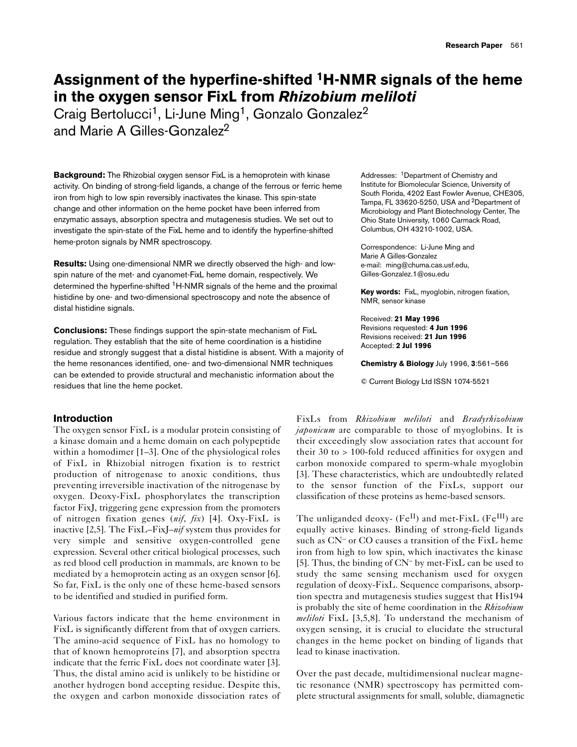# Assignment of the hyperfine-shifted $^1$H-NMR signals of the heme in the oxygen sensor FixL from *Rhizobium meliloti*

Craig Bertolucci[1], Li-June Ming[1], Gonzalo Gonzalez[2] and Marie A Gilles-Gonzalez[2]

**Background:** The Rhizobial oxygen sensor FixL is a hemoprotein with kinase activity. On binding of strong-field ligands, a change of the ferrous or ferric heme iron from high to low spin reversibly inactivates the kinase. This spin-state change and other information on the heme pocket have been inferred from enzymatic assays, absorption spectra and mutagenesis studies. We set out to investigate the spin-state of the FixL heme and to identify the hyperfine-shifted heme-proton signals by NMR spectroscopy.

**Results:** Using one-dimensional NMR we directly observed the high- and low-spin nature of the met- and cyanomet-FixL heme domain, respectively. We determined the hyperfine-shifted $^1$H-NMR signals of the heme and the proximal histidine by one- and two-dimensional spectroscopy and note the absence of distal histidine signals.

**Conclusions:** These findings support the spin-state mechanism of FixL regulation. They establish that the site of heme coordination is a histidine residue and strongly suggest that a distal histidine is absent. With a majority of the heme resonances identified, one- and two-dimensional NMR techniques can be extended to provide structural and mechanistic information about the residues that line the heme pocket.

Addresses: [1]Department of Chemistry and Institute for Biomolecular Science, University of South Florida, 4202 East Fowler Avenue, CHE305, Tampa, FL 33620-5250, USA and [2]Department of Microbiology and Plant Biotechnology Center, The Ohio State University, 1060 Carmack Road, Columbus, OH 43210-1002, USA.

Correspondence: Li-June Ming and Marie A Gilles-Gonzalez
e-mail: ming@chuma.cas.usf.edu, Gilles-Gonzalez.1@osu.edu

**Key words:** FixL, myoglobin, nitrogen fixation, NMR, sensor kinase

Received: **21 May 1996**
Revisions requested: **4 Jun 1996**
Revisions received: **21 Jun 1996**
Accepted: **2 Jul 1996**

**Chemistry & Biology** July 1996, **3**:561–566

© Current Biology Ltd ISSN 1074-5521

## Introduction

The oxygen sensor FixL is a modular protein consisting of a kinase domain and a heme domain on each polypeptide within a homodimer [1–3]. One of the physiological roles of FixL in Rhizobial nitrogen fixation is to restrict production of nitrogenase to anoxic conditions, thus preventing irreversible inactivation of the nitrogenase by oxygen. Deoxy-FixL phosphorylates the transcription factor FixJ, triggering gene expression from the promoters of nitrogen fixation genes (*nif*, *fix*) [4]. Oxy-FixL is inactive [2,5]. The FixL–FixJ–*nif* system thus provides for very simple and sensitive oxygen-controlled gene expression. Several other critical biological processes, such as red blood cell production in mammals, are known to be mediated by a hemoprotein acting as an oxygen sensor [6]. So far, FixL is the only one of these heme-based sensors to be identified and studied in purified form.

Various factors indicate that the heme environment in FixL is significantly different from that of oxygen carriers. The amino-acid sequence of FixL has no homology to that of known hemoproteins [7], and absorption spectra indicate that the ferric FixL does not coordinate water [3]. Thus, the distal amino acid is unlikely to be histidine or another hydrogen bond accepting residue. Despite this, the oxygen and carbon monoxide dissociation rates of FixLs from *Rhizobium meliloti* and *Bradyrhizobium japonicum* are comparable to those of myoglobins. It is their exceedingly slow association rates that account for their 30 to > 100-fold reduced affinities for oxygen and carbon monoxide compared to sperm-whale myoglobin [3]. These characteristics, which are undoubtedly related to the sensor function of the FixLs, support our classification of these proteins as heme-based sensors.

The unliganded deoxy- ($Fe^{II}$) and met-FixL ($Fe^{III}$) are equally active kinases. Binding of strong-field ligands such as $CN^-$ or CO causes a transition of the FixL heme iron from high to low spin, which inactivates the kinase [5]. Thus, the binding of $CN^-$ by met-FixL can be used to study the same sensing mechanism used for oxygen regulation of deoxy-FixL. Sequence comparisons, absorption spectra and mutagenesis studies suggest that His194 is probably the site of heme coordination in the *Rhizobium meliloti* FixL [3,5,8]. To understand the mechanism of oxygen sensing, it is crucial to elucidate the structural changes in the heme pocket on binding of ligands that lead to kinase inactivation.

Over the past decade, multidimensional nuclear magnetic resonance (NMR) spectroscopy has permitted complete structural assignments for small, soluble, diamagnetic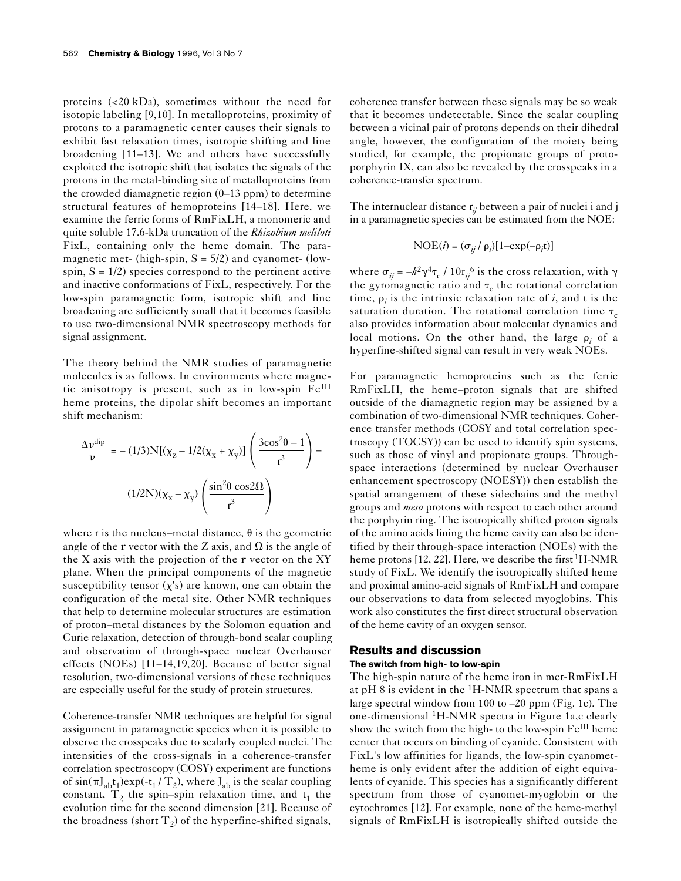proteins (<20 kDa), sometimes without the need for isotopic labeling [9,10]. In metalloproteins, proximity of protons to a paramagnetic center causes their signals to exhibit fast relaxation times, isotropic shifting and line broadening [11–13]. We and others have successfully exploited the isotropic shift that isolates the signals of the protons in the metal-binding site of metalloproteins from the crowded diamagnetic region (0–13 ppm) to determine structural features of hemoproteins [14–18]. Here, we examine the ferric forms of RmFixLH, a monomeric and quite soluble 17.6-kDa truncation of the *Rhizobium meliloti* FixL, containing only the heme domain. The paramagnetic met- (high-spin, S = 5/2) and cyanomet- (low-spin, S = 1/2) species correspond to the pertinent active and inactive conformations of FixL, respectively. For the low-spin paramagnetic form, isotropic shift and line broadening are sufficiently small that it becomes feasible to use two-dimensional NMR spectroscopy methods for signal assignment.

The theory behind the NMR studies of paramagnetic molecules is as follows. In environments where magnetic anisotropy is present, such as in low-spin $Fe^{III}$ heme proteins, the dipolar shift becomes an important shift mechanism:

$$\frac{\Delta\nu^{dip}}{\nu} = -(1/3)N[(\chi_z - 1/2(\chi_x + \chi_y)]\left(\frac{3\cos^2\theta - 1}{r^3}\right) - (1/2N)(\chi_x - \chi_y)\left(\frac{\sin^2\theta\cos 2\Omega}{r^3}\right)$$

where r is the nucleus–metal distance, θ is the geometric angle of the **r** vector with the Z axis, and Ω is the angle of the X axis with the projection of the **r** vector on the XY plane. When the principal components of the magnetic susceptibility tensor (χ's) are known, one can obtain the configuration of the metal site. Other NMR techniques that help to determine molecular structures are estimation of proton–metal distances by the Solomon equation and Curie relaxation, detection of through-bond scalar coupling and observation of through-space nuclear Overhauser effects (NOEs) [11–14,19,20]. Because of better signal resolution, two-dimensional versions of these techniques are especially useful for the study of protein structures.

Coherence-transfer NMR techniques are helpful for signal assignment in paramagnetic species when it is possible to observe the crosspeaks due to scalarly coupled nuclei. The intensities of the cross-signals in a coherence-transfer correlation spectroscopy (COSY) experiment are functions of $\sin(\pi J_{ab}t_1)\exp(-t_1/T_2)$, where $J_{ab}$ is the scalar coupling constant, $T_2$ the spin–spin relaxation time, and $t_1$ the evolution time for the second dimension [21]. Because of the broadness (short $T_2$) of the hyperfine-shifted signals, coherence transfer between these signals may be so weak that it becomes undetectable. Since the scalar coupling between a vicinal pair of protons depends on their dihedral angle, however, the configuration of the moiety being studied, for example, the propionate groups of protoporphyrin IX, can also be revealed by the crosspeaks in a coherence-transfer spectrum.

The internuclear distance $r_{ij}$ between a pair of nuclei i and j in a paramagnetic species can be estimated from the NOE:

$$\mathrm{NOE}(i) = (\sigma_{ij} / \rho_i)[1 - \exp(-\rho_i t)]$$

where $\sigma_{ij} = -\hbar^2\gamma^4\tau_c / 10r_{ij}^6$ is the cross relaxation, with γ the gyromagnetic ratio and $\tau_c$ the rotational correlation time, $\rho_i$ is the intrinsic relaxation rate of *i*, and t is the saturation duration. The rotational correlation time $\tau_c$ also provides information about molecular dynamics and local motions. On the other hand, the large $\rho_i$ of a hyperfine-shifted signal can result in very weak NOEs.

For paramagnetic hemoproteins such as the ferric RmFixLH, the heme–proton signals that are shifted outside of the diamagnetic region may be assigned by a combination of two-dimensional NMR techniques. Coherence transfer methods (COSY and total correlation spectroscopy (TOCSY)) can be used to identify spin systems, such as those of vinyl and propionate groups. Through-space interactions (determined by nuclear Overhauser enhancement spectroscopy (NOESY)) then establish the spatial arrangement of these sidechains and the methyl groups and *meso* protons with respect to each other around the porphyrin ring. The isotropically shifted proton signals of the amino acids lining the heme cavity can also be identified by their through-space interaction (NOEs) with the heme protons [12, 22]. Here, we describe the first $^1$H-NMR study of FixL. We identify the isotropically shifted heme and proximal amino-acid signals of RmFixLH and compare our observations to data from selected myoglobins. This work also constitutes the first direct structural observation of the heme cavity of an oxygen sensor.

## Results and discussion

### The switch from high- to low-spin

The high-spin nature of the heme iron in met-RmFixLH at pH 8 is evident in the $^1$H-NMR spectrum that spans a large spectral window from 100 to –20 ppm (Fig. 1c). The one-dimensional $^1$H-NMR spectra in Figure 1a,c clearly show the switch from the high- to the low-spin $Fe^{III}$ heme center that occurs on binding of cyanide. Consistent with FixL's low affinities for ligands, the low-spin cyanomet-heme is only evident after the addition of eight equivalents of cyanide. This species has a significantly different spectrum from those of cyanomet-myoglobin or the cytochromes [12]. For example, none of the heme-methyl signals of RmFixLH is isotropically shifted outside the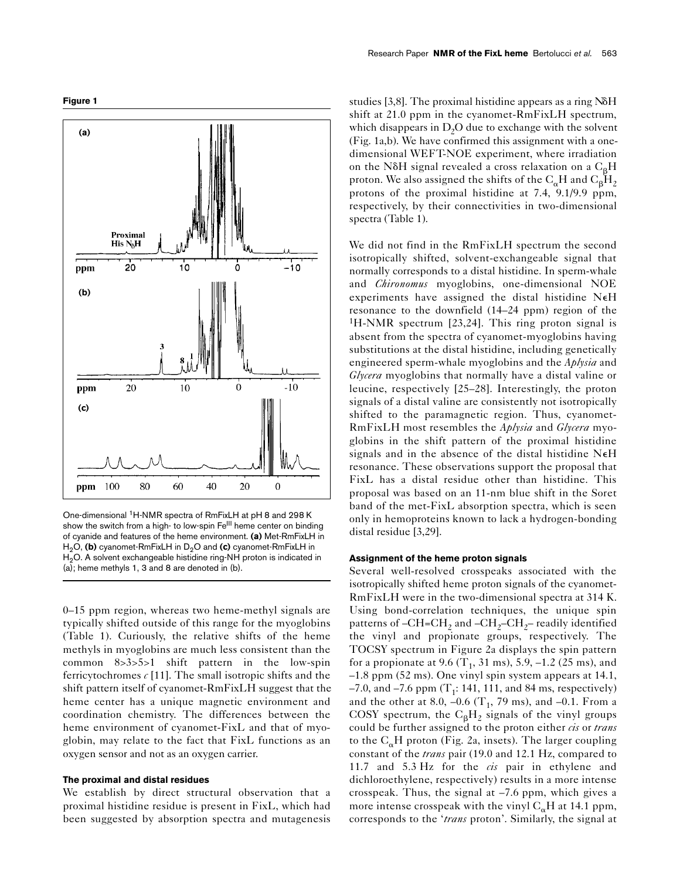**Figure 1**

One-dimensional $^1$H-NMR spectra of RmFixLH at pH 8 and 298 K show the switch from a high- to low-spin $Fe^{III}$ heme center on binding of cyanide and features of the heme environment. **(a)** Met-RmFixLH in $H_2O$, **(b)** cyanomet-RmFixLH in $D_2O$ and **(c)** cyanomet-RmFixLH in $H_2O$. A solvent exchangeable histidine ring-NH proton is indicated in (a); heme methyls 1, 3 and 8 are denoted in (b).

0–15 ppm region, whereas two heme-methyl signals are typically shifted outside of this range for the myoglobins (Table 1). Curiously, the relative shifts of the heme methyls in myoglobins are much less consistent than the common 8>3>5>1 shift pattern in the low-spin ferricytochromes *c* [11]. The small isotropic shifts and the shift pattern itself of cyanomet-RmFixLH suggest that the heme center has a unique magnetic environment and coordination chemistry. The differences between the heme environment of cyanomet-FixL and that of myoglobin, may relate to the fact that FixL functions as an oxygen sensor and not as an oxygen carrier.

### The proximal and distal residues

We establish by direct structural observation that a proximal histidine residue is present in FixL, which had been suggested by absorption spectra and mutagenesis studies [3,8]. The proximal histidine appears as a ring N$\delta$H shift at 21.0 ppm in the cyanomet-RmFixLH spectrum, which disappears in $D_2O$ due to exchange with the solvent (Fig. 1a,b). We have confirmed this assignment with a one-dimensional WEFT-NOE experiment, where irradiation on the N$\delta$H signal revealed a cross relaxation on a $C_\beta$H proton. We also assigned the shifts of the $C_\alpha$H and $C_\beta H_2$ protons of the proximal histidine at 7.4, 9.1/9.9 ppm, respectively, by their connectivities in two-dimensional spectra (Table 1).

We did not find in the RmFixLH spectrum the second isotropically shifted, solvent-exchangeable signal that normally corresponds to a distal histidine. In sperm-whale and *Chironomus* myoglobins, one-dimensional NOE experiments have assigned the distal histidine N$\epsilon$H resonance to the downfield (14–24 ppm) region of the $^1$H-NMR spectrum [23,24]. This ring proton signal is absent from the spectra of cyanomet-myoglobins having substitutions at the distal histidine, including genetically engineered sperm-whale myoglobins and the *Aplysia* and *Glycera* myoglobins that normally have a distal valine or leucine, respectively [25–28]. Interestingly, the proton signals of a distal valine are consistently not isotropically shifted to the paramagnetic region. Thus, cyanomet-RmFixLH most resembles the *Aplysia* and *Glycera* myoglobins in the shift pattern of the proximal histidine signals and in the absence of the distal histidine N$\epsilon$H resonance. These observations support the proposal that FixL has a distal residue other than histidine. This proposal was based on an 11-nm blue shift in the Soret band of the met-FixL absorption spectra, which is seen only in hemoproteins known to lack a hydrogen-bonding distal residue [3,29].

### Assignment of the heme proton signals

Several well-resolved crosspeaks associated with the isotropically shifted heme proton signals of the cyanomet-RmFixLH were in the two-dimensional spectra at 314 K. Using bond-correlation techniques, the unique spin patterns of $-CH{=}CH_2$ and $-CH_2{-}CH_2-$ readily identified the vinyl and propionate groups, respectively. The TOCSY spectrum in Figure 2a displays the spin pattern for a propionate at 9.6 ($T_1$, 31 ms), 5.9, –1.2 (25 ms), and –1.8 ppm (52 ms). One vinyl spin system appears at 14.1, –7.0, and –7.6 ppm ($T_1$: 141, 111, and 84 ms, respectively) and the other at 8.0, –0.6 ($T_1$, 79 ms), and –0.1. From a COSY spectrum, the $C_\beta H_2$ signals of the vinyl groups could be further assigned to the proton either *cis* or *trans* to the $C_\alpha$H proton (Fig. 2a, insets). The larger coupling constant of the *trans* pair (19.0 and 12.1 Hz, compared to 11.7 and 5.3 Hz for the *cis* pair in ethylene and dichloroethylene, respectively) results in a more intense crosspeak. Thus, the signal at –7.6 ppm, which gives a more intense crosspeak with the vinyl $C_\alpha$H at 14.1 ppm, corresponds to the '*trans* proton'. Similarly, the signal at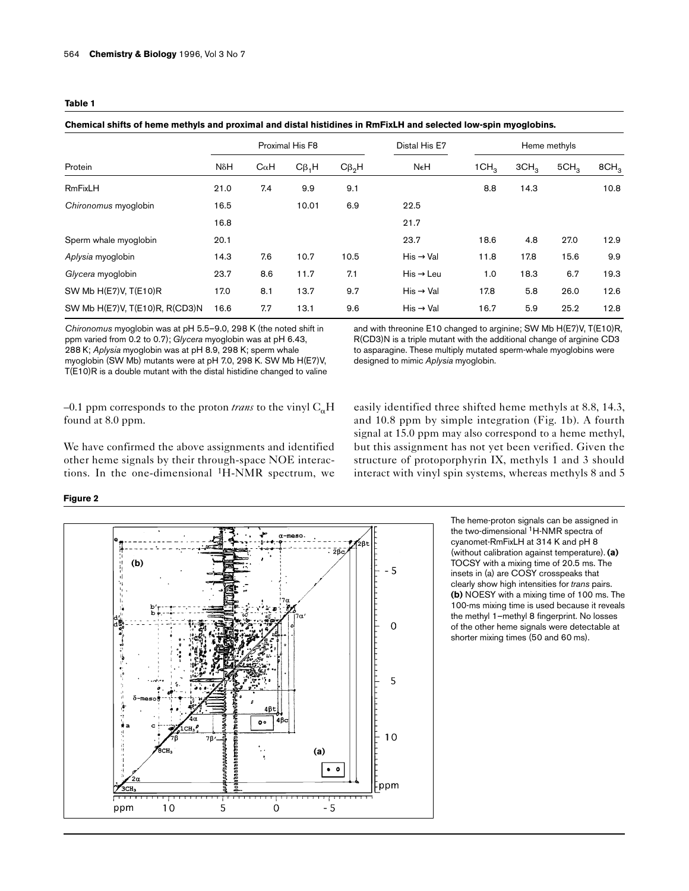**Table 1**

**Chemical shifts of heme methyls and proximal and distal histidines in RmFixLH and selected low-spin myoglobins.**

| Protein | Proximal His F8 | | | | Distal His E7 | Heme methyls | | | |
|---|---|---|---|---|---|---|---|---|---|
| | NδH | CαH | $C\beta_1H$ | $C\beta_2H$ | NεH | $1CH_3$ | $3CH_3$ | $5CH_3$ | $8CH_3$ |
| RmFixLH | 21.0 | 7.4 | 9.9 | 9.1 | | 8.8 | 14.3 | | 10.8 |
| *Chironomus* myoglobin | 16.5 | | 10.01 | 6.9 | 22.5 | | | | |
| | 16.8 | | | | 21.7 | | | | |
| Sperm whale myoglobin | 20.1 | | | | 23.7 | 18.6 | 4.8 | 27.0 | 12.9 |
| *Aplysia* myoglobin | 14.3 | 7.6 | 10.7 | 10.5 | His → Val | 11.8 | 17.8 | 15.6 | 9.9 |
| *Glycera* myoglobin | 23.7 | 8.6 | 11.7 | 7.1 | His → Leu | 1.0 | 18.3 | 6.7 | 19.3 |
| SW Mb H(E7)V, T(E10)R | 17.0 | 8.1 | 13.7 | 9.7 | His → Val | 17.8 | 5.8 | 26.0 | 12.6 |
| SW Mb H(E7)V, T(E10)R, R(CD3)N | 16.6 | 7.7 | 13.1 | 9.6 | His → Val | 16.7 | 5.9 | 25.2 | 12.8 |

*Chironomus* myoglobin was at pH 5.5–9.0, 298 K (the noted shift in ppm varied from 0.2 to 0.7); *Glycera* myoglobin was at pH 6.43, 288 K; *Aplysia* myoglobin was at pH 8.9, 298 K; sperm whale myoglobin (SW Mb) mutants were at pH 7.0, 298 K. SW Mb H(E7)V, T(E10)R is a double mutant with the distal histidine changed to valine and with threonine E10 changed to arginine; SW Mb H(E7)V, T(E10)R, R(CD3)N is a triple mutant with the additional change of arginine CD3 to asparagine. These multiply mutated sperm-whale myoglobins were designed to mimic *Aplysia* myoglobin.

–0.1 ppm corresponds to the proton *trans* to the vinyl $C_\alpha H$ found at 8.0 ppm.

We have confirmed the above assignments and identified other heme signals by their through-space NOE interactions. In the one-dimensional [1]H-NMR spectrum, we easily identified three shifted heme methyls at 8.8, 14.3, and 10.8 ppm by simple integration (Fig. 1b). A fourth signal at 15.0 ppm may also correspond to a heme methyl, but this assignment has not yet been verified. Given the structure of protoporphyrin IX, methyls 1 and 3 should interact with vinyl spin systems, whereas methyls 8 and 5

**Figure 2**

The heme-proton signals can be assigned in the two-dimensional [1]H-NMR spectra of cyanomet-RmFixLH at 314 K and pH 8 (without calibration against temperature). **(a)** TOCSY with a mixing time of 20.5 ms. The insets in (a) are COSY crosspeaks that clearly show high intensities for *trans* pairs. **(b)** NOESY with a mixing time of 100 ms. The 100-ms mixing time is used because it reveals the methyl 1–methyl 8 fingerprint. No losses of the other heme signals were detectable at shorter mixing times (50 and 60 ms).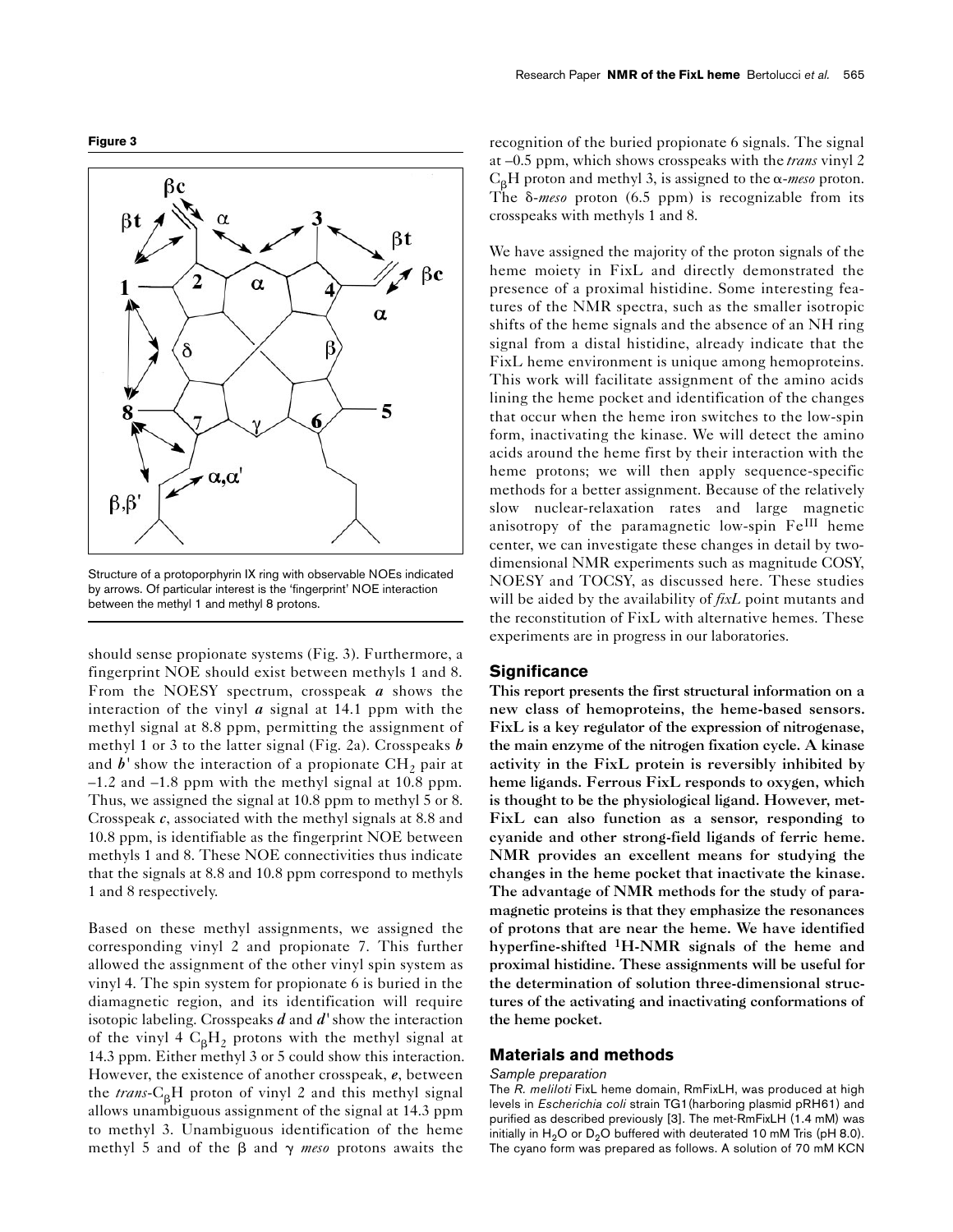**Figure 3**

Structure of a protoporphyrin IX ring with observable NOEs indicated by arrows. Of particular interest is the 'fingerprint' NOE interaction between the methyl 1 and methyl 8 protons.

should sense propionate systems (Fig. 3). Furthermore, a fingerprint NOE should exist between methyls 1 and 8. From the NOESY spectrum, crosspeak ***a*** shows the interaction of the vinyl ***a*** signal at 14.1 ppm with the methyl signal at 8.8 ppm, permitting the assignment of methyl 1 or 3 to the latter signal (Fig. 2a). Crosspeaks ***b*** and ***b'*** show the interaction of a propionate $CH_2$ pair at –1.2 and –1.8 ppm with the methyl signal at 10.8 ppm. Thus, we assigned the signal at 10.8 ppm to methyl 5 or 8. Crosspeak ***c***, associated with the methyl signals at 8.8 and 10.8 ppm, is identifiable as the fingerprint NOE between methyls 1 and 8. These NOE connectivities thus indicate that the signals at 8.8 and 10.8 ppm correspond to methyls 1 and 8 respectively.

Based on these methyl assignments, we assigned the corresponding vinyl 2 and propionate 7. This further allowed the assignment of the other vinyl spin system as vinyl 4. The spin system for propionate 6 is buried in the diamagnetic region, and its identification will require isotopic labeling. Crosspeaks ***d*** and ***d'*** show the interaction of the vinyl 4 $C_\beta H_2$ protons with the methyl signal at 14.3 ppm. Either methyl 3 or 5 could show this interaction. However, the existence of another crosspeak, ***e***, between the *trans*-$C_\beta$H proton of vinyl 2 and this methyl signal allows unambiguous assignment of the signal at 14.3 ppm to methyl 3. Unambiguous identification of the heme methyl 5 and of the β and γ *meso* protons awaits the recognition of the buried propionate 6 signals. The signal at –0.5 ppm, which shows crosspeaks with the *trans* vinyl 2 $C_\beta$H proton and methyl 3, is assigned to the α-*meso* proton. The δ-*meso* proton (6.5 ppm) is recognizable from its crosspeaks with methyls 1 and 8.

We have assigned the majority of the proton signals of the heme moiety in FixL and directly demonstrated the presence of a proximal histidine. Some interesting features of the NMR spectra, such as the smaller isotropic shifts of the heme signals and the absence of an NH ring signal from a distal histidine, already indicate that the FixL heme environment is unique among hemoproteins. This work will facilitate assignment of the amino acids lining the heme pocket and identification of the changes that occur when the heme iron switches to the low-spin form, inactivating the kinase. We will detect the amino acids around the heme first by their interaction with the heme protons; we will then apply sequence-specific methods for a better assignment. Because of the relatively slow nuclear-relaxation rates and large magnetic anisotropy of the paramagnetic low-spin $Fe^{III}$ heme center, we can investigate these changes in detail by two-dimensional NMR experiments such as magnitude COSY, NOESY and TOCSY, as discussed here. These studies will be aided by the availability of *fixL* point mutants and the reconstitution of FixL with alternative hemes. These experiments are in progress in our laboratories.

## Significance

**This report presents the first structural information on a new class of hemoproteins, the heme-based sensors. FixL is a key regulator of the expression of nitrogenase, the main enzyme of the nitrogen fixation cycle. A kinase activity in the FixL protein is reversibly inhibited by heme ligands. Ferrous FixL responds to oxygen, which is thought to be the physiological ligand. However, met-FixL can also function as a sensor, responding to cyanide and other strong-field ligands of ferric heme. NMR provides an excellent means for studying the changes in the heme pocket that inactivate the kinase. The advantage of NMR methods for the study of paramagnetic proteins is that they emphasize the resonances of protons that are near the heme. We have identified hyperfine-shifted $^1$H-NMR signals of the heme and proximal histidine. These assignments will be useful for the determination of solution three-dimensional structures of the activating and inactivating conformations of the heme pocket.**

## Materials and methods

### Sample preparation

The *R. meliloti* FixL heme domain, RmFixLH, was produced at high levels in *Escherichia coli* strain TG1(harboring plasmid pRH61) and purified as described previously [3]. The met-RmFixLH (1.4 mM) was initially in $H_2O$ or $D_2O$ buffered with deuterated 10 mM Tris (pH 8.0). The cyano form was prepared as follows. A solution of 70 mM KCN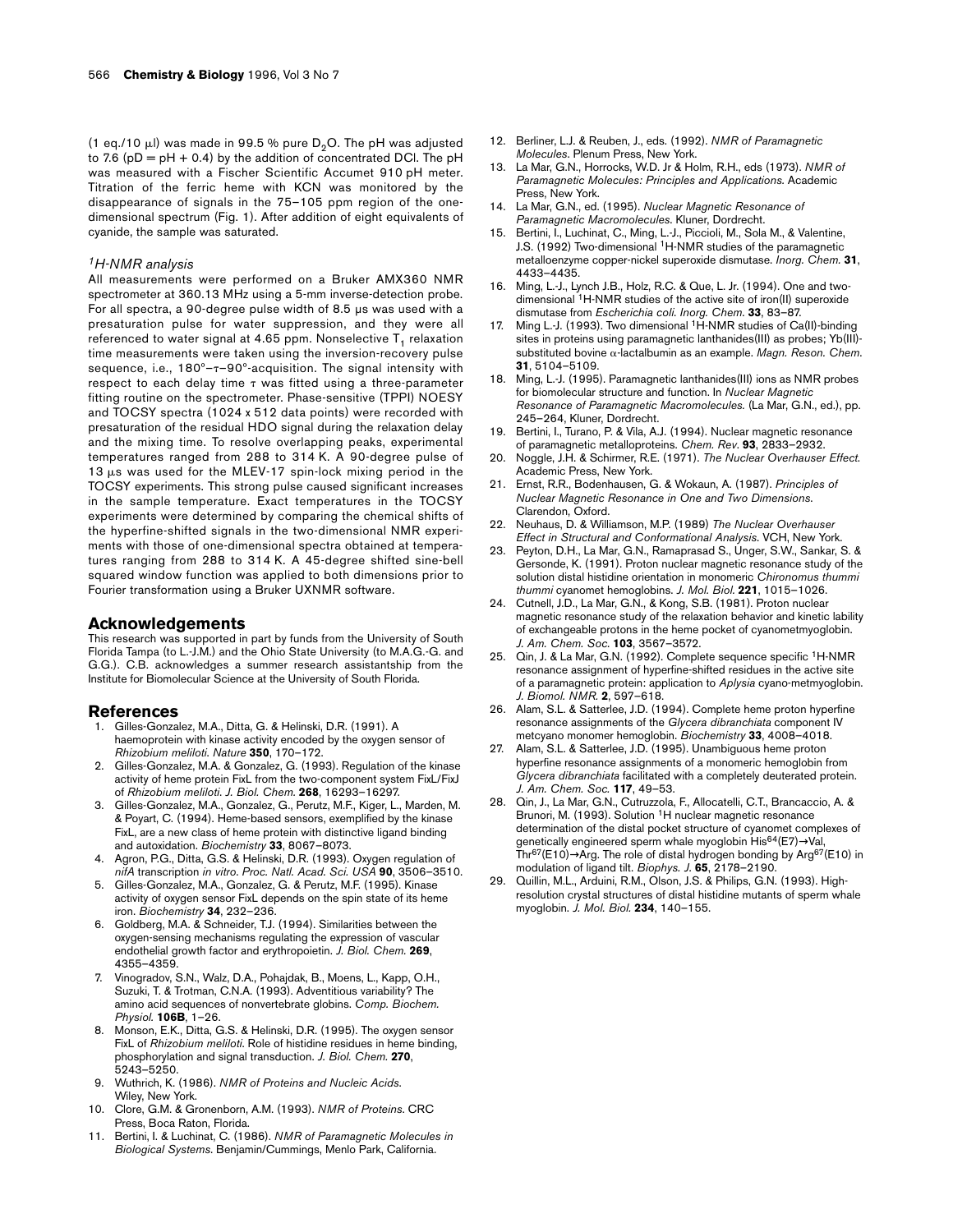(1 eq./10 μl) was made in 99.5 % pure $D_2O$. The pH was adjusted to 7.6 (pD = pH + 0.4) by the addition of concentrated DCl. The pH was measured with a Fischer Scientific Accumet 910 pH meter. Titration of the ferric heme with KCN was monitored by the disappearance of signals in the 75–105 ppm region of the one-dimensional spectrum (Fig. 1). After addition of eight equivalents of cyanide, the sample was saturated.

### *[1]H-NMR analysis*

All measurements were performed on a Bruker AMX360 NMR spectrometer at 360.13 MHz using a 5-mm inverse-detection probe. For all spectra, a 90-degree pulse width of 8.5 μs was used with a presaturation pulse for water suppression, and they were all referenced to water signal at 4.65 ppm. Nonselective $T_1$ relaxation time measurements were taken using the inversion-recovery pulse sequence, i.e., 180°–τ–90°-acquisition. The signal intensity with respect to each delay time τ was fitted using a three-parameter fitting routine on the spectrometer. Phase-sensitive (TPPI) NOESY and TOCSY spectra (1024 x 512 data points) were recorded with presaturation of the residual HDO signal during the relaxation delay and the mixing time. To resolve overlapping peaks, experimental temperatures ranged from 288 to 314 K. A 90-degree pulse of 13 μs was used for the MLEV-17 spin-lock mixing period in the TOCSY experiments. This strong pulse caused significant increases in the sample temperature. Exact temperatures in the TOCSY experiments were determined by comparing the chemical shifts of the hyperfine-shifted signals in the two-dimensional NMR experiments with those of one-dimensional spectra obtained at temperatures ranging from 288 to 314 K. A 45-degree shifted sine-bell squared window function was applied to both dimensions prior to Fourier transformation using a Bruker UXNMR software.

## Acknowledgements

This research was supported in part by funds from the University of South Florida Tampa (to L.-J.M.) and the Ohio State University (to M.A.G.-G. and G.G.). C.B. acknowledges a summer research assistantship from the Institute for Biomolecular Science at the University of South Florida.

## References

1. Gilles-Gonzalez, M.A., Ditta, G. & Helinski, D.R. (1991). A haemoprotein with kinase activity encoded by the oxygen sensor of *Rhizobium meliloti*. *Nature* **350**, 170–172.
2. Gilles-Gonzalez, M.A. & Gonzalez, G. (1993). Regulation of the kinase activity of heme protein FixL from the two-component system FixL/FixJ of *Rhizobium meliloti*. *J. Biol. Chem.* **268**, 16293–16297.
3. Gilles-Gonzalez, M.A., Gonzalez, G., Perutz, M.F., Kiger, L., Marden, M. & Poyart, C. (1994). Heme-based sensors, exemplified by the kinase FixL, are a new class of heme protein with distinctive ligand binding and autoxidation. *Biochemistry* **33**, 8067–8073.
4. Agron, P.G., Ditta, G.S. & Helinski, D.R. (1993). Oxygen regulation of *nifA* transcription *in vitro*. *Proc. Natl. Acad. Sci. USA* **90**, 3506–3510.
5. Gilles-Gonzalez, M.A., Gonzalez, G. & Perutz, M.F. (1995). Kinase activity of oxygen sensor FixL depends on the spin state of its heme iron. *Biochemistry* **34**, 232–236.
6. Goldberg, M.A. & Schneider, T.J. (1994). Similarities between the oxygen-sensing mechanisms regulating the expression of vascular endothelial growth factor and erythropoietin. *J. Biol. Chem.* **269**, 4355–4359.
7. Vinogradov, S.N., Walz, D.A., Pohajdak, B., Moens, L., Kapp, O.H., Suzuki, T. & Trotman, C.N.A. (1993). Adventitious variability? The amino acid sequences of nonvertebrate globins. *Comp. Biochem. Physiol.* **106B**, 1–26.
8. Monson, E.K., Ditta, G.S. & Helinski, D.R. (1995). The oxygen sensor FixL of *Rhizobium meliloti*. Role of histidine residues in heme binding, phosphorylation and signal transduction. *J. Biol. Chem.* **270**, 5243–5250.
9. Wuthrich, K. (1986). *NMR of Proteins and Nucleic Acids.* Wiley, New York.
10. Clore, G.M. & Gronenborn, A.M. (1993). *NMR of Proteins*. CRC Press, Boca Raton, Florida.
11. Bertini, I. & Luchinat, C. (1986). *NMR of Paramagnetic Molecules in Biological Systems*. Benjamin/Cummings, Menlo Park, California.
12. Berliner, L.J. & Reuben, J., eds. (1992). *NMR of Paramagnetic Molecules*. Plenum Press, New York.
13. La Mar, G.N., Horrocks, W.D. Jr & Holm, R.H., eds (1973). *NMR of Paramagnetic Molecules: Principles and Applications.* Academic Press, New York.
14. La Mar, G.N., ed. (1995). *Nuclear Magnetic Resonance of Paramagnetic Macromolecules*. Kluner, Dordrecht.
15. Bertini, I., Luchinat, C., Ming, L.-J., Piccioli, M., Sola M., & Valentine, J.S. (1992) Two-dimensional [1]H-NMR studies of the paramagnetic metalloenzyme copper-nickel superoxide dismutase. *Inorg. Chem.* **31**, 4433–4435.
16. Ming, L.-J., Lynch J.B., Holz, R.C. & Que, L. Jr. (1994). One and two-dimensional [1]H-NMR studies of the active site of iron(II) superoxide dismutase from *Escherichia coli*. *Inorg. Chem.* **33**, 83–87.
17. Ming L.-J. (1993). Two dimensional [1]H-NMR studies of Ca(II)-binding sites in proteins using paramagnetic lanthanides(III) as probes; Yb(III)-substituted bovine α-lactalbumin as an example. *Magn. Reson. Chem.* **31**, 5104–5109.
18. Ming, L.-J. (1995). Paramagnetic lanthanides(III) ions as NMR probes for biomolecular structure and function. In *Nuclear Magnetic Resonance of Paramagnetic Macromolecules.* (La Mar, G.N., ed.), pp. 245–264, Kluner, Dordrecht.
19. Bertini, I., Turano, P. & Vila, A.J. (1994). Nuclear magnetic resonance of paramagnetic metalloproteins. *Chem. Rev.* **93**, 2833–2932.
20. Noggle, J.H. & Schirmer, R.E. (1971). *The Nuclear Overhauser Effect.* Academic Press, New York.
21. Ernst, R.R., Bodenhausen, G. & Wokaun, A. (1987). *Principles of Nuclear Magnetic Resonance in One and Two Dimensions.* Clarendon, Oxford.
22. Neuhaus, D. & Williamson, M.P. (1989) *The Nuclear Overhauser Effect in Structural and Conformational Analysis.* VCH, New York.
23. Peyton, D.H., La Mar, G.N., Ramaprasad S., Unger, S.W., Sankar, S. & Gersonde, K. (1991). Proton nuclear magnetic resonance study of the solution distal histidine orientation in monomeric *Chironomus thummi thummi* cyanomet hemoglobins. *J. Mol. Biol.* **221**, 1015–1026.
24. Cutnell, J.D., La Mar, G.N., & Kong, S.B. (1981). Proton nuclear magnetic resonance study of the relaxation behavior and kinetic lability of exchangeable protons in the heme pocket of cyanometmyoglobin. *J. Am. Chem. Soc.* **103**, 3567–3572.
25. Qin, J. & La Mar, G.N. (1992). Complete sequence specific [1]H-NMR resonance assignment of hyperfine-shifted residues in the active site of a paramagnetic protein: application to *Aplysia* cyano-metmyoglobin. *J. Biomol. NMR.* **2**, 597–618.
26. Alam, S.L. & Satterlee, J.D. (1994). Complete heme proton hyperfine resonance assignments of the *Glycera dibranchiata* component IV metcyano monomer hemoglobin. *Biochemistry* **33**, 4008–4018.
27. Alam, S.L. & Satterlee, J.D. (1995). Unambiguous heme proton hyperfine resonance assignments of a monomeric hemoglobin from *Glycera dibranchiata* facilitated with a completely deuterated protein. *J. Am. Chem. Soc.* **117**, 49–53.
28. Qin, J., La Mar, G.N., Cutruzzola, F., Allocatelli, C.T., Brancaccio, A. & Brunori, M. (1993). Solution [1]H nuclear magnetic resonance determination of the distal pocket structure of cyanomet complexes of genetically engineered sperm whale myoglobin $His^{64}$(E7)→Val, $Thr^{67}$(E10)→Arg. The role of distal hydrogen bonding by $Arg^{67}$(E10) in modulation of ligand tilt. *Biophys. J.* **65**, 2178–2190.
29. Quillin, M.L., Arduini, R.M., Olson, J.S. & Philips, G.N. (1993). High-resolution crystal structures of distal histidine mutants of sperm whale myoglobin. *J. Mol. Biol.* **234**, 140–155.